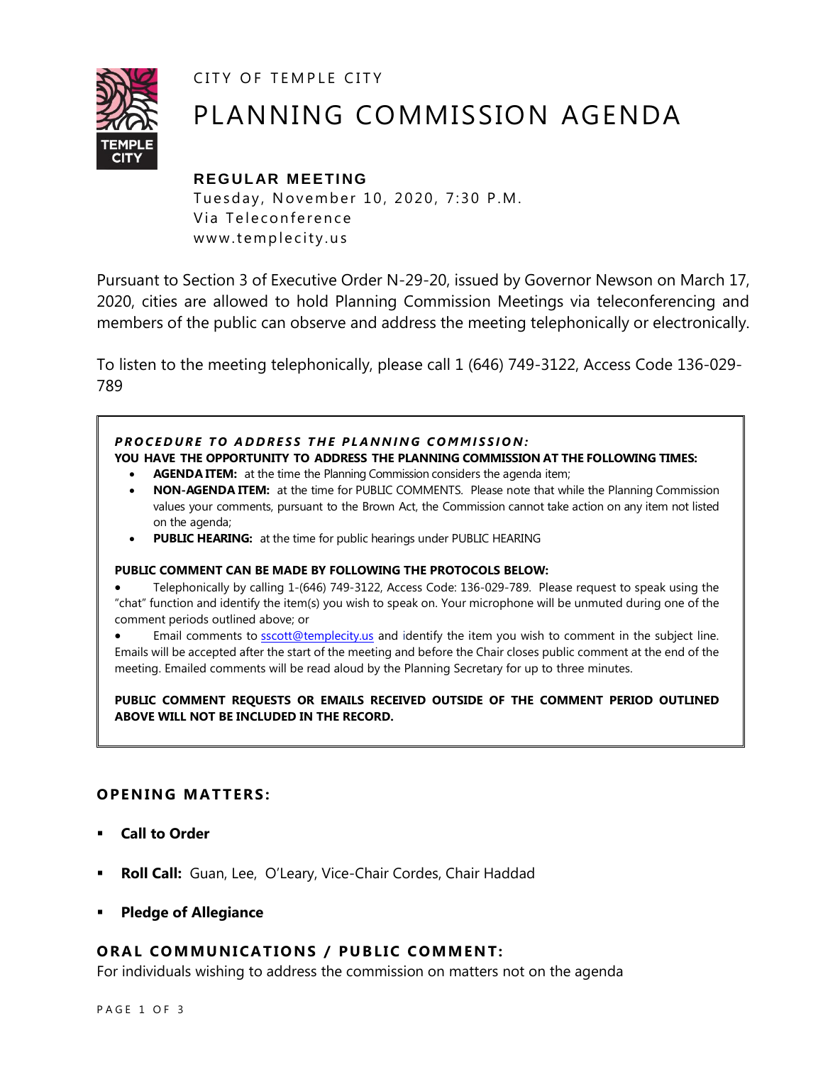CITY OF TEMPLE CITY

# PLANNING COMMISSION AGENDA

**REGULAR MEETING**

Tuesday, November 10, 2020, 7:30 P.M.
Via Teleconference
www.templecity.us

Pursuant to Section 3 of Executive Order N-29-20, issued by Governor Newson on March 17, 2020, cities are allowed to hold Planning Commission Meetings via teleconferencing and members of the public can observe and address the meeting telephonically or electronically.

To listen to the meeting telephonically, please call 1 (646) 749-3122, Access Code 136-029-789

***PROCEDURE TO ADDRESS THE PLANNING COMMISSION:***

**YOU HAVE THE OPPORTUNITY TO ADDRESS THE PLANNING COMMISSION AT THE FOLLOWING TIMES:**

- **AGENDA ITEM:** at the time the Planning Commission considers the agenda item;
- **NON-AGENDA ITEM:** at the time for PUBLIC COMMENTS. Please note that while the Planning Commission values your comments, pursuant to the Brown Act, the Commission cannot take action on any item not listed on the agenda;
- **PUBLIC HEARING:** at the time for public hearings under PUBLIC HEARING

**PUBLIC COMMENT CAN BE MADE BY FOLLOWING THE PROTOCOLS BELOW:**

- Telephonically by calling 1-(646) 749-3122, Access Code: 136-029-789. Please request to speak using the "chat" function and identify the item(s) you wish to speak on. Your microphone will be unmuted during one of the comment periods outlined above; or
- Email comments to sscott@templecity.us and identify the item you wish to comment in the subject line. Emails will be accepted after the start of the meeting and before the Chair closes public comment at the end of the meeting. Emailed comments will be read aloud by the Planning Secretary for up to three minutes.

**PUBLIC COMMENT REQUESTS OR EMAILS RECEIVED OUTSIDE OF THE COMMENT PERIOD OUTLINED ABOVE WILL NOT BE INCLUDED IN THE RECORD.**

## OPENING MATTERS:

- **Call to Order**
- **Roll Call:** Guan, Lee, O'Leary, Vice-Chair Cordes, Chair Haddad
- **Pledge of Allegiance**

## ORAL COMMUNICATIONS / PUBLIC COMMENT:

For individuals wishing to address the commission on matters not on the agenda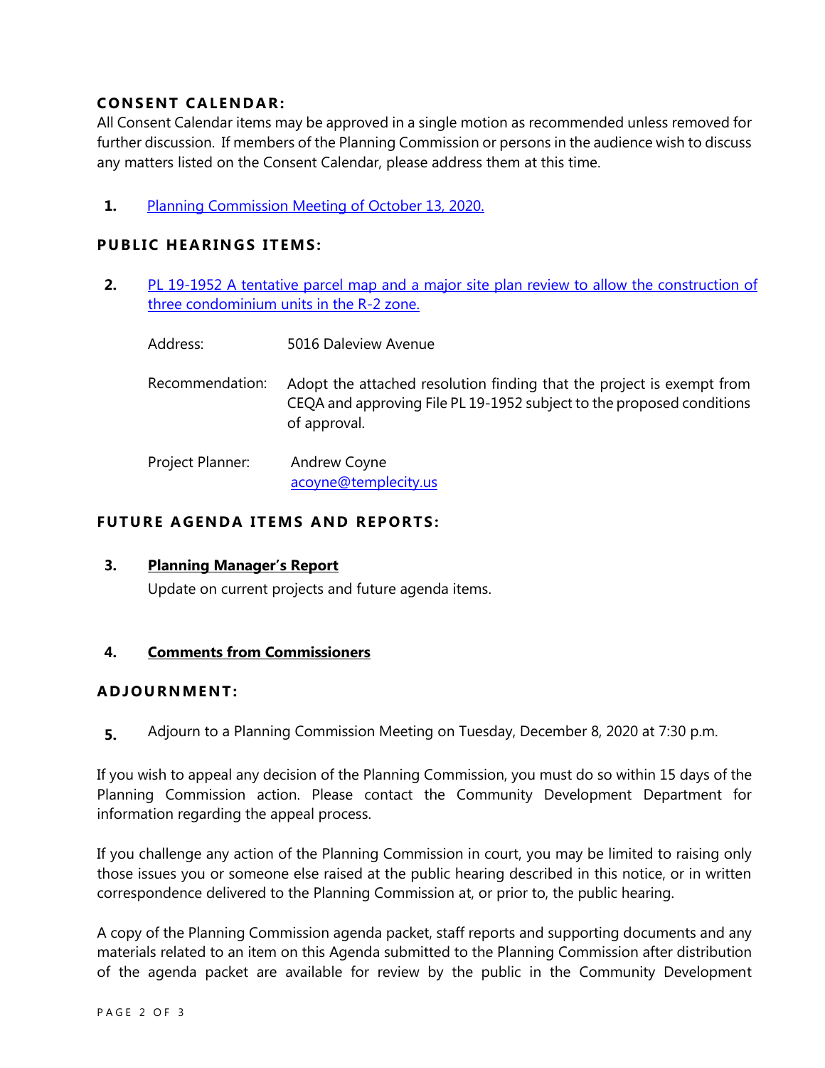## CONSENT CALENDAR:

All Consent Calendar items may be approved in a single motion as recommended unless removed for further discussion. If members of the Planning Commission or persons in the audience wish to discuss any matters listed on the Consent Calendar, please address them at this time.

**1.** Planning Commission Meeting of October 13, 2020.

## PUBLIC HEARINGS ITEMS:

**2.** PL 19-1952 A tentative parcel map and a major site plan review to allow the construction of three condominium units in the R-2 zone.

Address: 5016 Daleview Avenue

Recommendation: Adopt the attached resolution finding that the project is exempt from CEQA and approving File PL 19-1952 subject to the proposed conditions of approval.

Project Planner: Andrew Coyne
acoyne@templecity.us

## FUTURE AGENDA ITEMS AND REPORTS:

**3.** **Planning Manager's Report**

Update on current projects and future agenda items.

**4.** **Comments from Commissioners**

## ADJOURNMENT:

**5.** Adjourn to a Planning Commission Meeting on Tuesday, December 8, 2020 at 7:30 p.m.

If you wish to appeal any decision of the Planning Commission, you must do so within 15 days of the Planning Commission action. Please contact the Community Development Department for information regarding the appeal process.

If you challenge any action of the Planning Commission in court, you may be limited to raising only those issues you or someone else raised at the public hearing described in this notice, or in written correspondence delivered to the Planning Commission at, or prior to, the public hearing.

A copy of the Planning Commission agenda packet, staff reports and supporting documents and any materials related to an item on this Agenda submitted to the Planning Commission after distribution of the agenda packet are available for review by the public in the Community Development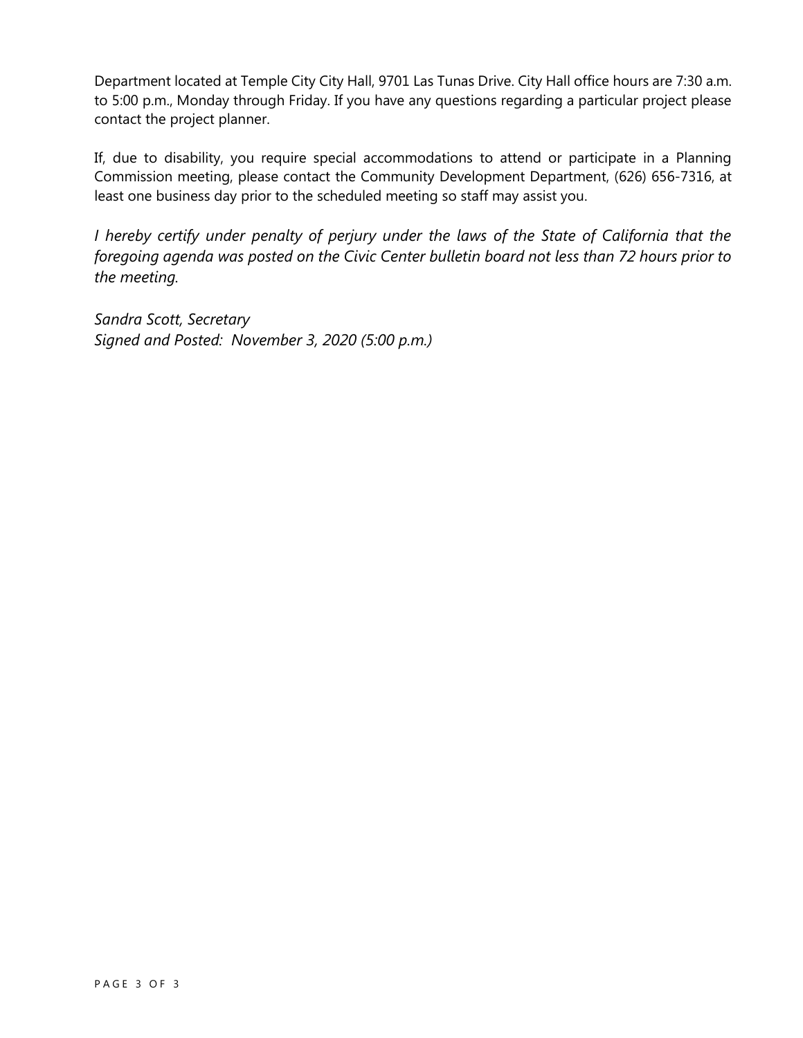Department located at Temple City City Hall, 9701 Las Tunas Drive. City Hall office hours are 7:30 a.m. to 5:00 p.m., Monday through Friday. If you have any questions regarding a particular project please contact the project planner.

If, due to disability, you require special accommodations to attend or participate in a Planning Commission meeting, please contact the Community Development Department, (626) 656-7316, at least one business day prior to the scheduled meeting so staff may assist you.

*I hereby certify under penalty of perjury under the laws of the State of California that the foregoing agenda was posted on the Civic Center bulletin board not less than 72 hours prior to the meeting.*

*Sandra Scott, Secretary*
*Signed and Posted: November 3, 2020 (5:00 p.m.)*